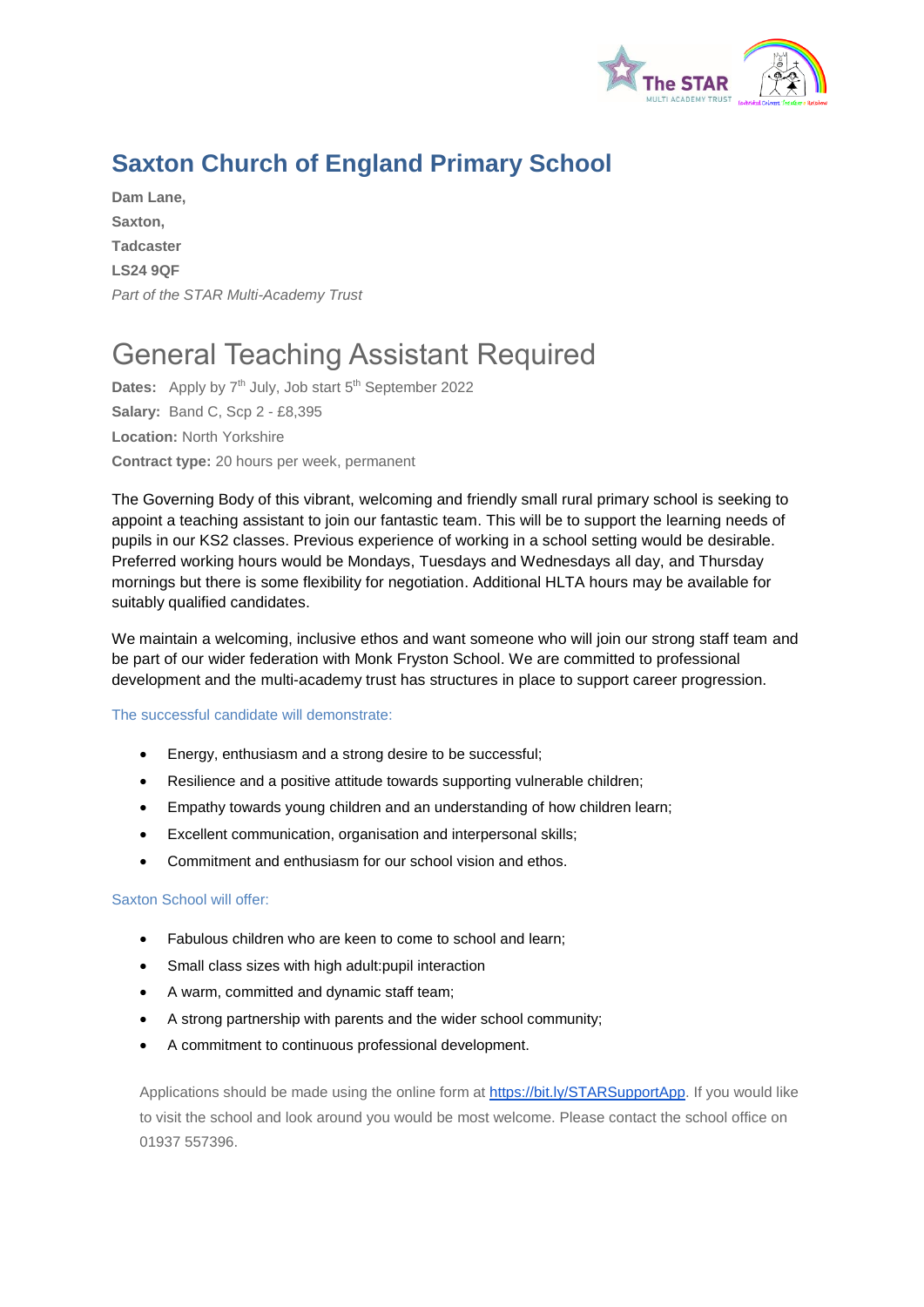# Saxton Church of England Primary School

**Dam Lane,**
**Saxton,**
**Tadcaster**
**LS24 9QF**
*Part of the STAR Multi-Academy Trust*

## General Teaching Assistant Required

**Dates:** Apply by 7th July, Job start 5th September 2022
**Salary:** Band C, Scp 2 - £8,395
**Location:** North Yorkshire
**Contract type:** 20 hours per week, permanent

The Governing Body of this vibrant, welcoming and friendly small rural primary school is seeking to appoint a teaching assistant to join our fantastic team. This will be to support the learning needs of pupils in our KS2 classes. Previous experience of working in a school setting would be desirable. Preferred working hours would be Mondays, Tuesdays and Wednesdays all day, and Thursday mornings but there is some flexibility for negotiation. Additional HLTA hours may be available for suitably qualified candidates.

We maintain a welcoming, inclusive ethos and want someone who will join our strong staff team and be part of our wider federation with Monk Fryston School. We are committed to professional development and the multi-academy trust has structures in place to support career progression.

### The successful candidate will demonstrate:

- Energy, enthusiasm and a strong desire to be successful;
- Resilience and a positive attitude towards supporting vulnerable children;
- Empathy towards young children and an understanding of how children learn;
- Excellent communication, organisation and interpersonal skills;
- Commitment and enthusiasm for our school vision and ethos.

### Saxton School will offer:

- Fabulous children who are keen to come to school and learn;
- Small class sizes with high adult:pupil interaction
- A warm, committed and dynamic staff team;
- A strong partnership with parents and the wider school community;
- A commitment to continuous professional development.

Applications should be made using the online form at [https://bit.ly/STARSupportApp](https://bit.ly/STARSupportApp). If you would like to visit the school and look around you would be most welcome. Please contact the school office on 01937 557396.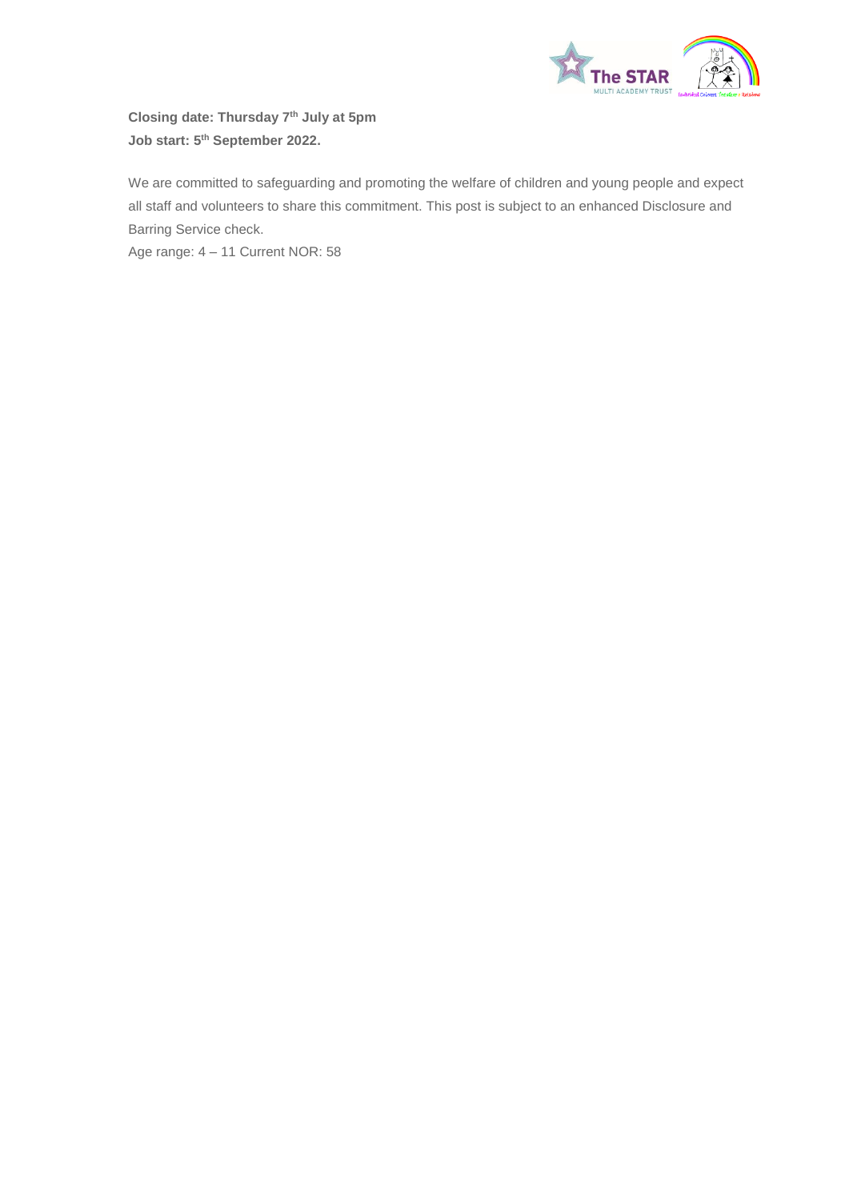**Closing date: Thursday 7th July at 5pm**
**Job start: 5th September 2022.**

We are committed to safeguarding and promoting the welfare of children and young people and expect all staff and volunteers to share this commitment. This post is subject to an enhanced Disclosure and Barring Service check.

Age range: 4 – 11 Current NOR: 58